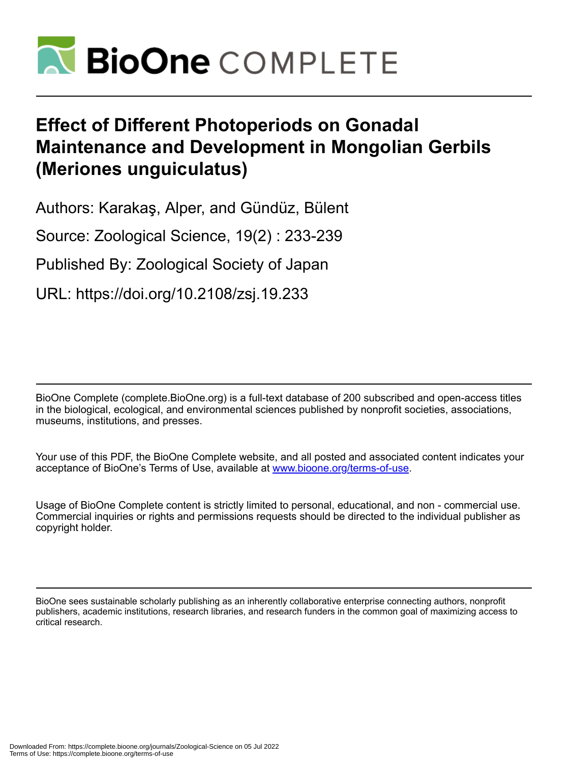# Effect of Different Photoperiods on Gonadal Maintenance and Development in Mongolian Gerbils (Meriones unguiculatus)

Authors: Karakaş, Alper, and Gündüz, Bülent

Source: Zoological Science, 19(2) : 233-239

Published By: Zoological Society of Japan

URL: https://doi.org/10.2108/zsj.19.233

BioOne Complete (complete.BioOne.org) is a full-text database of 200 subscribed and open-access titles in the biological, ecological, and environmental sciences published by nonprofit societies, associations, museums, institutions, and presses.

Your use of this PDF, the BioOne Complete website, and all posted and associated content indicates your acceptance of BioOne's Terms of Use, available at www.bioone.org/terms-of-use.

Usage of BioOne Complete content is strictly limited to personal, educational, and non - commercial use. Commercial inquiries or rights and permissions requests should be directed to the individual publisher as copyright holder.

BioOne sees sustainable scholarly publishing as an inherently collaborative enterprise connecting authors, nonprofit publishers, academic institutions, research libraries, and research funders in the common goal of maximizing access to critical research.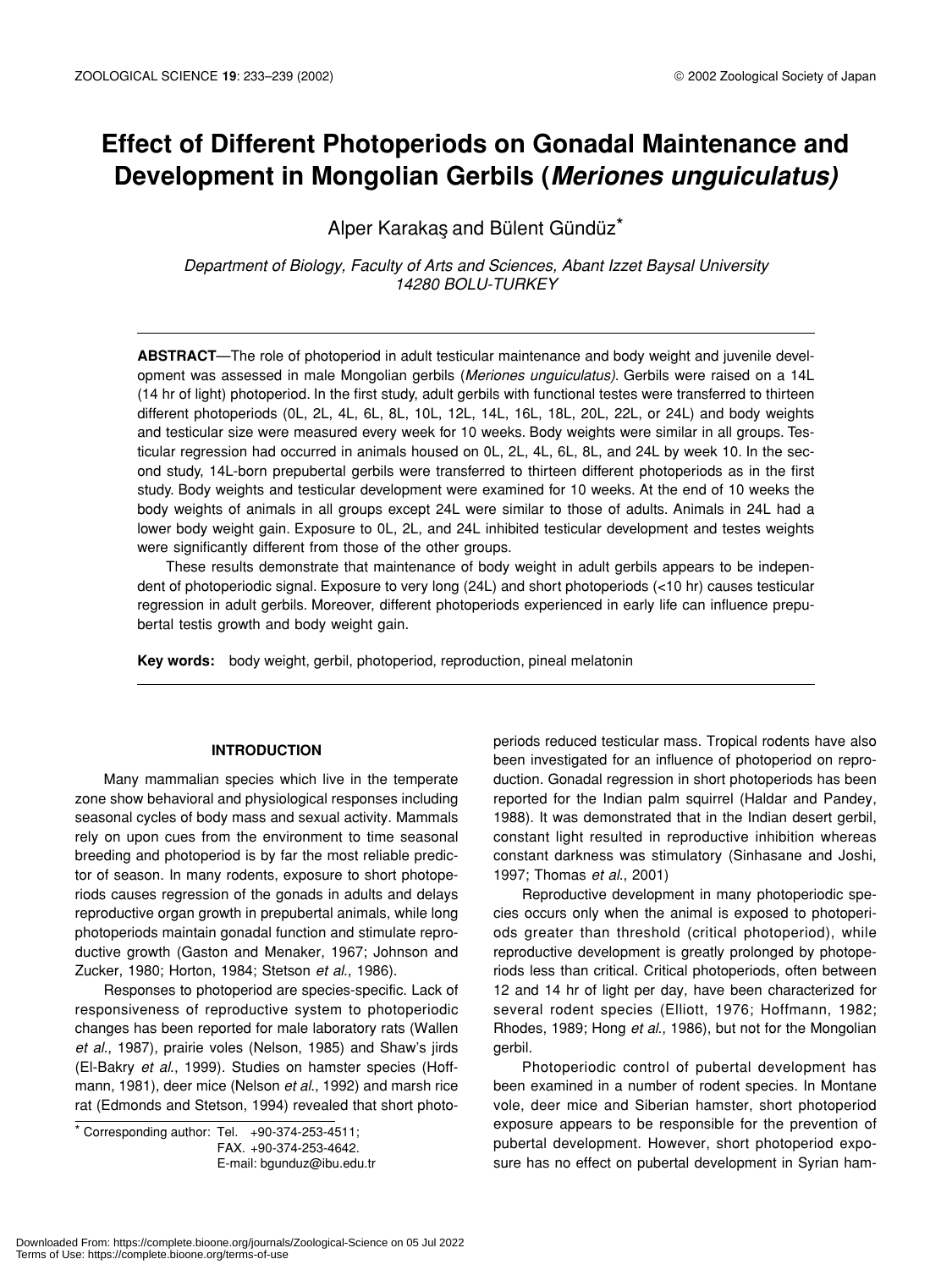# Effect of Different Photoperiods on Gonadal Maintenance and Development in Mongolian Gerbils (*Meriones unguiculatus)*

Alper Karakaş and Bülent Gündüz*

*Department of Biology, Faculty of Arts and Sciences, Abant Izzet Baysal University 14280 BOLU-TURKEY*

**ABSTRACT**—The role of photoperiod in adult testicular maintenance and body weight and juvenile development was assessed in male Mongolian gerbils (*Meriones unguiculatus)*. Gerbils were raised on a 14L (14 hr of light) photoperiod. In the first study, adult gerbils with functional testes were transferred to thirteen different photoperiods (0L, 2L, 4L, 6L, 8L, 10L, 12L, 14L, 16L, 18L, 20L, 22L, or 24L) and body weights and testicular size were measured every week for 10 weeks. Body weights were similar in all groups. Testicular regression had occurred in animals housed on 0L, 2L, 4L, 6L, 8L, and 24L by week 10. In the second study, 14L-born prepubertal gerbils were transferred to thirteen different photoperiods as in the first study. Body weights and testicular development were examined for 10 weeks. At the end of 10 weeks the body weights of animals in all groups except 24L were similar to those of adults. Animals in 24L had a lower body weight gain. Exposure to 0L, 2L, and 24L inhibited testicular development and testes weights were significantly different from those of the other groups.

These results demonstrate that maintenance of body weight in adult gerbils appears to be independent of photoperiodic signal. Exposure to very long (24L) and short photoperiods (<10 hr) causes testicular regression in adult gerbils. Moreover, different photoperiods experienced in early life can influence prepubertal testis growth and body weight gain.

**Key words:** body weight, gerbil, photoperiod, reproduction, pineal melatonin

## INTRODUCTION

Many mammalian species which live in the temperate zone show behavioral and physiological responses including seasonal cycles of body mass and sexual activity. Mammals rely on upon cues from the environment to time seasonal breeding and photoperiod is by far the most reliable predictor of season. In many rodents, exposure to short photoperiods causes regression of the gonads in adults and delays reproductive organ growth in prepubertal animals, while long photoperiods maintain gonadal function and stimulate reproductive growth (Gaston and Menaker, 1967; Johnson and Zucker, 1980; Horton, 1984; Stetson *et al*., 1986).

Responses to photoperiod are species-specific. Lack of responsiveness of reproductive system to photoperiodic changes has been reported for male laboratory rats (Wallen *et al*., 1987), prairie voles (Nelson, 1985) and Shaw's jirds (El-Bakry *et al*., 1999). Studies on hamster species (Hoffmann, 1981), deer mice (Nelson *et al*., 1992) and marsh rice rat (Edmonds and Stetson, 1994) revealed that short photoperiods reduced testicular mass. Tropical rodents have also been investigated for an influence of photoperiod on reproduction. Gonadal regression in short photoperiods has been reported for the Indian palm squirrel (Haldar and Pandey, 1988). It was demonstrated that in the Indian desert gerbil, constant light resulted in reproductive inhibition whereas constant darkness was stimulatory (Sinhasane and Joshi, 1997; Thomas *et al*., 2001)

Reproductive development in many photoperiodic species occurs only when the animal is exposed to photoperiods greater than threshold (critical photoperiod), while reproductive development is greatly prolonged by photoperiods less than critical. Critical photoperiods, often between 12 and 14 hr of light per day, have been characterized for several rodent species (Elliott, 1976; Hoffmann, 1982; Rhodes, 1989; Hong *et al*., 1986), but not for the Mongolian gerbil.

Photoperiodic control of pubertal development has been examined in a number of rodent species. In Montane vole, deer mice and Siberian hamster, short photoperiod exposure appears to be responsible for the prevention of pubertal development. However, short photoperiod exposure has no effect on pubertal development in Syrian ham-

\* Corresponding author: Tel. +90-374-253-4511; FAX. +90-374-253-4642. E-mail: bgunduz@ibu.edu.tr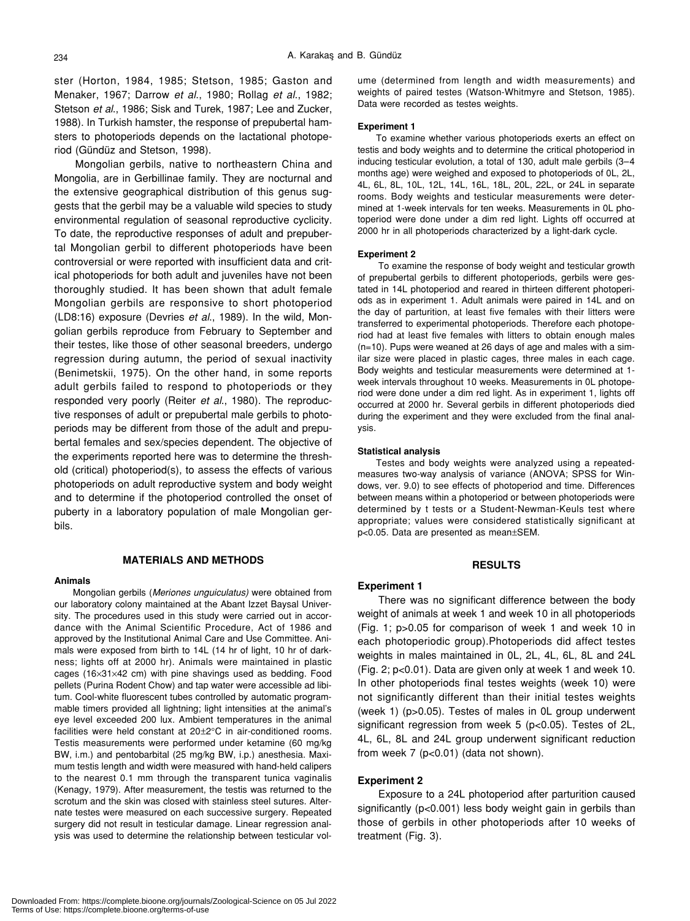ster (Horton, 1984, 1985; Stetson, 1985; Gaston and Menaker, 1967; Darrow *et al*., 1980; Rollag *et al*., 1982; Stetson *et al*., 1986; Sisk and Turek, 1987; Lee and Zucker, 1988). In Turkish hamster, the response of prepubertal hamsters to photoperiods depends on the lactational photoperiod (Gündüz and Stetson, 1998).

Mongolian gerbils, native to northeastern China and Mongolia, are in Gerbillinae family. They are nocturnal and the extensive geographical distribution of this genus suggests that the gerbil may be a valuable wild species to study environmental regulation of seasonal reproductive cyclicity. To date, the reproductive responses of adult and prepubertal Mongolian gerbil to different photoperiods have been controversial or were reported with insufficient data and critical photoperiods for both adult and juveniles have not been thoroughly studied. It has been shown that adult female Mongolian gerbils are responsive to short photoperiod (LD8:16) exposure (Devries *et al*., 1989). In the wild, Mongolian gerbils reproduce from February to September and their testes, like those of other seasonal breeders, undergo regression during autumn, the period of sexual inactivity (Benimetskii, 1975). On the other hand, in some reports adult gerbils failed to respond to photoperiods or they responded very poorly (Reiter *et al*., 1980). The reproductive responses of adult or prepubertal male gerbils to photoperiods may be different from those of the adult and prepubertal females and sex/species dependent. The objective of the experiments reported here was to determine the threshold (critical) photoperiod(s), to assess the effects of various photoperiods on adult reproductive system and body weight and to determine if the photoperiod controlled the onset of puberty in a laboratory population of male Mongolian gerbils.

## MATERIALS AND METHODS

### Animals

Mongolian gerbils (*Meriones unguiculatus)* were obtained from our laboratory colony maintained at the Abant Izzet Baysal University. The procedures used in this study were carried out in accordance with the Animal Scientific Procedure, Act of 1986 and approved by the Institutional Animal Care and Use Committee. Animals were exposed from birth to 14L (14 hr of light, 10 hr of darkness; lights off at 2000 hr). Animals were maintained in plastic cages (16×31×42 cm) with pine shavings used as bedding. Food pellets (Purina Rodent Chow) and tap water were accessible ad libitum. Cool-white fluorescent tubes controlled by automatic programmable timers provided all lightning; light intensities at the animal's eye level exceeded 200 lux. Ambient temperatures in the animal facilities were held constant at 20±2°C in air-conditioned rooms. Testis measurements were performed under ketamine (60 mg/kg BW, i.m.) and pentobarbital (25 mg/kg BW, i.p.) anesthesia. Maximum testis length and width were measured with hand-held calipers to the nearest 0.1 mm through the transparent tunica vaginalis (Kenagy, 1979). After measurement, the testis was returned to the scrotum and the skin was closed with stainless steel sutures. Alternate testes were measured on each successive surgery. Repeated surgery did not result in testicular damage. Linear regression analysis was used to determine the relationship between testicular volume (determined from length and width measurements) and weights of paired testes (Watson-Whitmyre and Stetson, 1985). Data were recorded as testes weights.

### Experiment 1

To examine whether various photoperiods exerts an effect on testis and body weights and to determine the critical photoperiod in inducing testicular evolution, a total of 130, adult male gerbils (3–4 months age) were weighed and exposed to photoperiods of 0L, 2L, 4L, 6L, 8L, 10L, 12L, 14L, 16L, 18L, 20L, 22L, or 24L in separate rooms. Body weights and testicular measurements were determined at 1-week intervals for ten weeks. Measurements in 0L photoperiod were done under a dim red light. Lights off occurred at 2000 hr in all photoperiods characterized by a light-dark cycle.

### Experiment 2

To examine the response of body weight and testicular growth of prepubertal gerbils to different photoperiods, gerbils were gestated in 14L photoperiod and reared in thirteen different photoperiods as in experiment 1. Adult animals were paired in 14L and on the day of parturition, at least five females with their litters were transferred to experimental photoperiods. Therefore each photoperiod had at least five females with litters to obtain enough males (n=10). Pups were weaned at 26 days of age and males with a similar size were placed in plastic cages, three males in each cage. Body weights and testicular measurements were determined at 1-week intervals throughout 10 weeks. Measurements in 0L photoperiod were done under a dim red light. As in experiment 1, lights off occurred at 2000 hr. Several gerbils in different photoperiods died during the experiment and they were excluded from the final analysis.

### Statistical analysis

Testes and body weights were analyzed using a repeated-measures two-way analysis of variance (ANOVA; SPSS for Windows, ver. 9.0) to see effects of photoperiod and time. Differences between means within a photoperiod or between photoperiods were determined by t tests or a Student-Newman-Keuls test where appropriate; values were considered statistically significant at $p<0.05$. Data are presented as mean±SEM.

## RESULTS

### Experiment 1

There was no significant difference between the body weight of animals at week 1 and week 10 in all photoperiods (Fig. 1; $p>0.05$ for comparison of week 1 and week 10 in each photoperiodic group).Photoperiods did affect testes weights in males maintained in 0L, 2L, 4L, 6L, 8L and 24L (Fig. 2; $p<0.01$). Data are given only at week 1 and week 10. In other photoperiods final testes weights (week 10) were not significantly different than their initial testes weights (week 1) ($p>0.05$). Testes of males in 0L group underwent significant regression from week 5 ($p<0.05$). Testes of 2L, 4L, 6L, 8L and 24L group underwent significant reduction from week 7 ($p<0.01$) (data not shown).

### Experiment 2

Exposure to a 24L photoperiod after parturition caused significantly ($p<0.001$) less body weight gain in gerbils than those of gerbils in other photoperiods after 10 weeks of treatment (Fig. 3).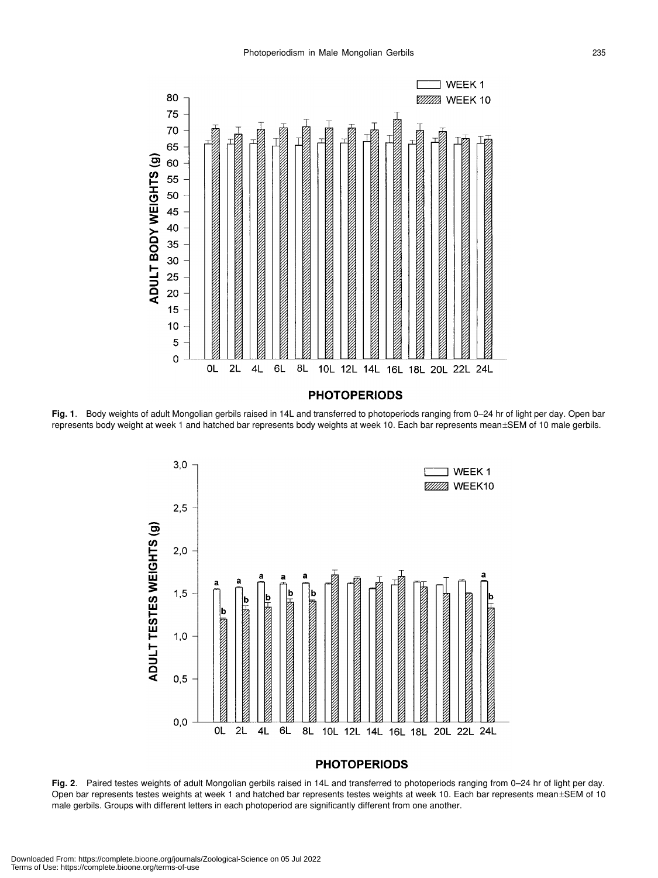**Fig. 1**. Body weights of adult Mongolian gerbils raised in 14L and transferred to photoperiods ranging from 0–24 hr of light per day. Open bar represents body weight at week 1 and hatched bar represents body weights at week 10. Each bar represents mean±SEM of 10 male gerbils.

**Fig. 2**. Paired testes weights of adult Mongolian gerbils raised in 14L and transferred to photoperiods ranging from 0–24 hr of light per day. Open bar represents testes weights at week 1 and hatched bar represents testes weights at week 10. Each bar represents mean±SEM of 10 male gerbils. Groups with different letters in each photoperiod are significantly different from one another.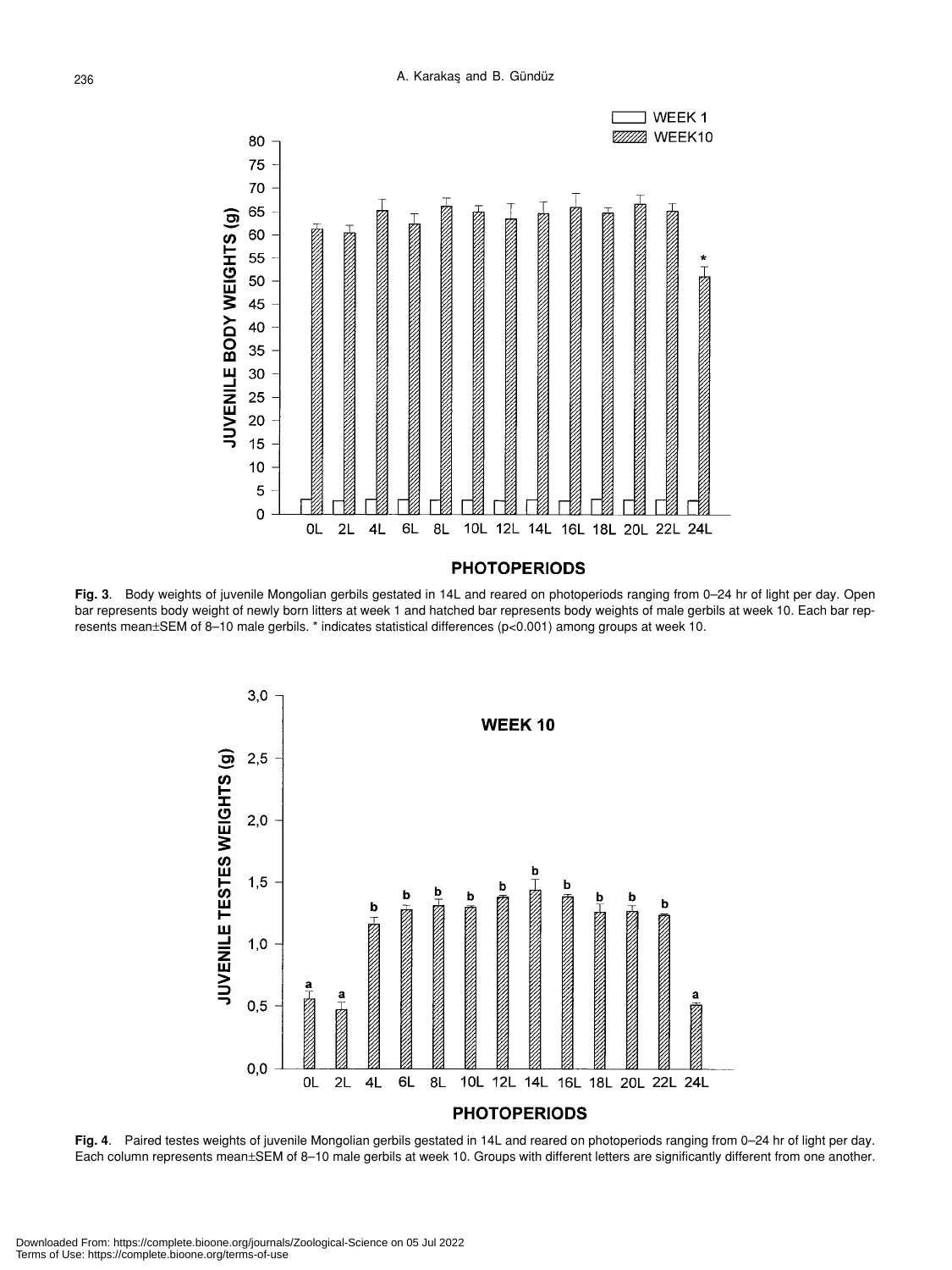**Fig. 3**. Body weights of juvenile Mongolian gerbils gestated in 14L and reared on photoperiods ranging from 0–24 hr of light per day. Open bar represents body weight of newly born litters at week 1 and hatched bar represents body weights of male gerbils at week 10. Each bar represents mean±SEM of 8–10 male gerbils. * indicates statistical differences (p<0.001) among groups at week 10.

**Fig. 4**. Paired testes weights of juvenile Mongolian gerbils gestated in 14L and reared on photoperiods ranging from 0–24 hr of light per day. Each column represents mean±SEM of 8–10 male gerbils at week 10. Groups with different letters are significantly different from one another.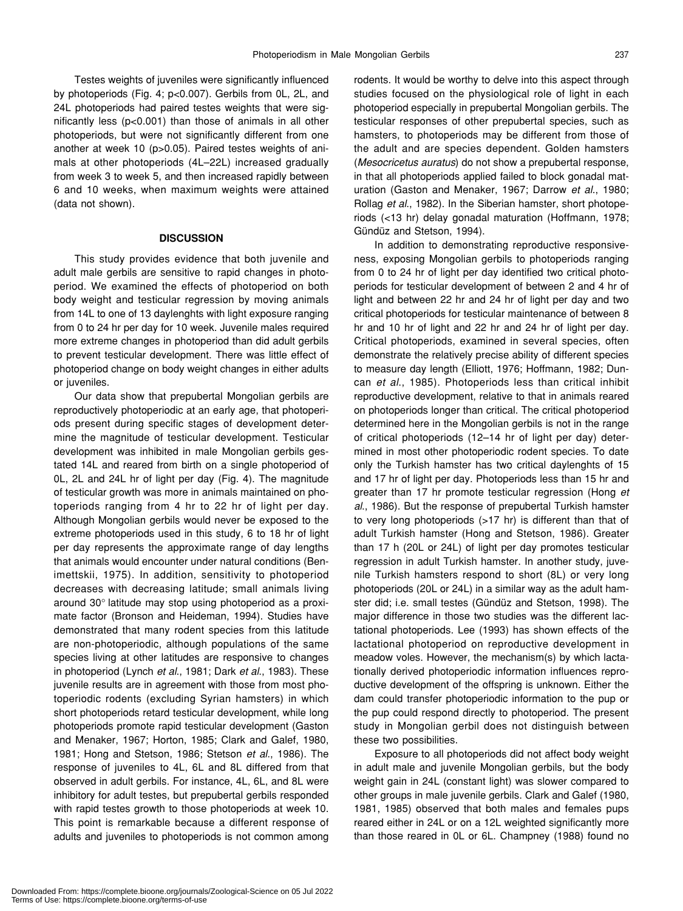Testes weights of juveniles were significantly influenced by photoperiods (Fig. 4; p<0.007). Gerbils from 0L, 2L, and 24L photoperiods had paired testes weights that were significantly less (p<0.001) than those of animals in all other photoperiods, but were not significantly different from one another at week 10 (p>0.05). Paired testes weights of animals at other photoperiods (4L–22L) increased gradually from week 3 to week 5, and then increased rapidly between 6 and 10 weeks, when maximum weights were attained (data not shown).

## DISCUSSION

This study provides evidence that both juvenile and adult male gerbils are sensitive to rapid changes in photoperiod. We examined the effects of photoperiod on both body weight and testicular regression by moving animals from 14L to one of 13 daylenghts with light exposure ranging from 0 to 24 hr per day for 10 week. Juvenile males required more extreme changes in photoperiod than did adult gerbils to prevent testicular development. There was little effect of photoperiod change on body weight changes in either adults or juveniles.

Our data show that prepubertal Mongolian gerbils are reproductively photoperiodic at an early age, that photoperiods present during specific stages of development determine the magnitude of testicular development. Testicular development was inhibited in male Mongolian gerbils gestated 14L and reared from birth on a single photoperiod of 0L, 2L and 24L hr of light per day (Fig. 4). The magnitude of testicular growth was more in animals maintained on photoperiods ranging from 4 hr to 22 hr of light per day. Although Mongolian gerbils would never be exposed to the extreme photoperiods used in this study, 6 to 18 hr of light per day represents the approximate range of day lengths that animals would encounter under natural conditions (Benimettskii, 1975). In addition, sensitivity to photoperiod decreases with decreasing latitude; small animals living around 30° latitude may stop using photoperiod as a proximate factor (Bronson and Heideman, 1994). Studies have demonstrated that many rodent species from this latitude are non-photoperiodic, although populations of the same species living at other latitudes are responsive to changes in photoperiod (Lynch *et al*., 1981; Dark *et al*., 1983). These juvenile results are in agreement with those from most photoperiodic rodents (excluding Syrian hamsters) in which short photoperiods retard testicular development, while long photoperiods promote rapid testicular development (Gaston and Menaker, 1967; Horton, 1985; Clark and Galef, 1980, 1981; Hong and Stetson, 1986; Stetson *et al*., 1986). The response of juveniles to 4L, 6L and 8L differed from that observed in adult gerbils. For instance, 4L, 6L, and 8L were inhibitory for adult testes, but prepubertal gerbils responded with rapid testes growth to those photoperiods at week 10. This point is remarkable because a different response of adults and juveniles to photoperiods is not common among rodents. It would be worthy to delve into this aspect through studies focused on the physiological role of light in each photoperiod especially in prepubertal Mongolian gerbils. The testicular responses of other prepubertal species, such as hamsters, to photoperiods may be different from those of the adult and are species dependent. Golden hamsters (*Mesocricetus auratus*) do not show a prepubertal response, in that all photoperiods applied failed to block gonadal maturation (Gaston and Menaker, 1967; Darrow *et al*., 1980; Rollag *et al*., 1982). In the Siberian hamster, short photoperiods (<13 hr) delay gonadal maturation (Hoffmann, 1978; Gündüz and Stetson, 1994).

In addition to demonstrating reproductive responsiveness, exposing Mongolian gerbils to photoperiods ranging from 0 to 24 hr of light per day identified two critical photoperiods for testicular development of between 2 and 4 hr of light and between 22 hr and 24 hr of light per day and two critical photoperiods for testicular maintenance of between 8 hr and 10 hr of light and 22 hr and 24 hr of light per day. Critical photoperiods, examined in several species, often demonstrate the relatively precise ability of different species to measure day length (Elliott, 1976; Hoffmann, 1982; Duncan *et al*., 1985). Photoperiods less than critical inhibit reproductive development, relative to that in animals reared on photoperiods longer than critical. The critical photoperiod determined here in the Mongolian gerbils is not in the range of critical photoperiods (12–14 hr of light per day) determined in most other photoperiodic rodent species. To date only the Turkish hamster has two critical daylenghts of 15 and 17 hr of light per day. Photoperiods less than 15 hr and greater than 17 hr promote testicular regression (Hong *et al*., 1986). But the response of prepubertal Turkish hamster to very long photoperiods (>17 hr) is different than that of adult Turkish hamster (Hong and Stetson, 1986). Greater than 17 h (20L or 24L) of light per day promotes testicular regression in adult Turkish hamster. In another study, juvenile Turkish hamsters respond to short (8L) or very long photoperiods (20L or 24L) in a similar way as the adult hamster did; i.e. small testes (Gündüz and Stetson, 1998). The major difference in those two studies was the different lactational photoperiods. Lee (1993) has shown effects of the lactational photoperiod on reproductive development in meadow voles. However, the mechanism(s) by which lactationally derived photoperiodic information influences reproductive development of the offspring is unknown. Either the dam could transfer photoperiodic information to the pup or the pup could respond directly to photoperiod. The present study in Mongolian gerbil does not distinguish between these two possibilities.

Exposure to all photoperiods did not affect body weight in adult male and juvenile Mongolian gerbils, but the body weight gain in 24L (constant light) was slower compared to other groups in male juvenile gerbils. Clark and Galef (1980, 1981, 1985) observed that both males and females pups reared either in 24L or on a 12L weighted significantly more than those reared in 0L or 6L. Champney (1988) found no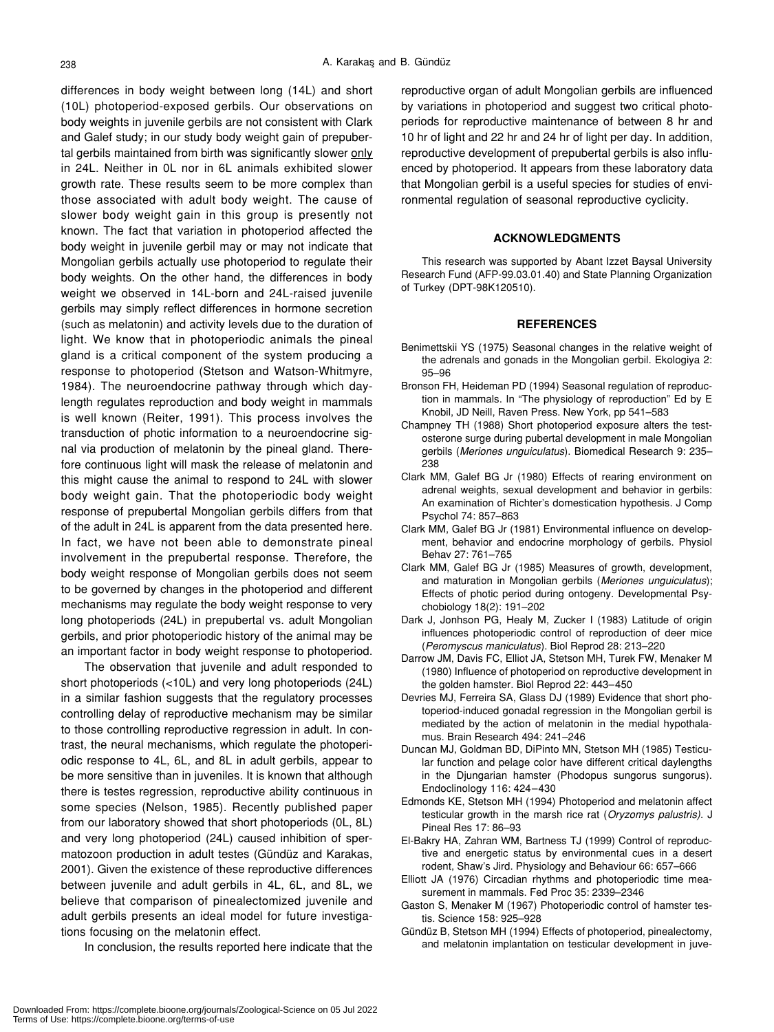differences in body weight between long (14L) and short (10L) photoperiod-exposed gerbils. Our observations on body weights in juvenile gerbils are not consistent with Clark and Galef study; in our study body weight gain of prepubertal gerbils maintained from birth was significantly slower only in 24L. Neither in 0L nor in 6L animals exhibited slower growth rate. These results seem to be more complex than those associated with adult body weight. The cause of slower body weight gain in this group is presently not known. The fact that variation in photoperiod affected the body weight in juvenile gerbil may or may not indicate that Mongolian gerbils actually use photoperiod to regulate their body weights. On the other hand, the differences in body weight we observed in 14L-born and 24L-raised juvenile gerbils may simply reflect differences in hormone secretion (such as melatonin) and activity levels due to the duration of light. We know that in photoperiodic animals the pineal gland is a critical component of the system producing a response to photoperiod (Stetson and Watson-Whitmyre, 1984). The neuroendocrine pathway through which daylength regulates reproduction and body weight in mammals is well known (Reiter, 1991). This process involves the transduction of photic information to a neuroendocrine signal via production of melatonin by the pineal gland. Therefore continuous light will mask the release of melatonin and this might cause the animal to respond to 24L with slower body weight gain. That the photoperiodic body weight response of prepubertal Mongolian gerbils differs from that of the adult in 24L is apparent from the data presented here. In fact, we have not been able to demonstrate pineal involvement in the prepubertal response. Therefore, the body weight response of Mongolian gerbils does not seem to be governed by changes in the photoperiod and different mechanisms may regulate the body weight response to very long photoperiods (24L) in prepubertal vs. adult Mongolian gerbils, and prior photoperiodic history of the animal may be an important factor in body weight response to photoperiod.

The observation that juvenile and adult responded to short photoperiods (<10L) and very long photoperiods (24L) in a similar fashion suggests that the regulatory processes controlling delay of reproductive mechanism may be similar to those controlling reproductive regression in adult. In contrast, the neural mechanisms, which regulate the photoperiodic response to 4L, 6L, and 8L in adult gerbils, appear to be more sensitive than in juveniles. It is known that although there is testes regression, reproductive ability continuous in some species (Nelson, 1985). Recently published paper from our laboratory showed that short photoperiods (0L, 8L) and very long photoperiod (24L) caused inhibition of spermatozoon production in adult testes (Gündüz and Karakas, 2001). Given the existence of these reproductive differences between juvenile and adult gerbils in 4L, 6L, and 8L, we believe that comparison of pinealectomized juvenile and adult gerbils presents an ideal model for future investigations focusing on the melatonin effect.

In conclusion, the results reported here indicate that the reproductive organ of adult Mongolian gerbils are influenced by variations in photoperiod and suggest two critical photoperiods for reproductive maintenance of between 8 hr and 10 hr of light and 22 hr and 24 hr of light per day. In addition, reproductive development of prepubertal gerbils is also influenced by photoperiod. It appears from these laboratory data that Mongolian gerbil is a useful species for studies of environmental regulation of seasonal reproductive cyclicity.

## ACKNOWLEDGMENTS

This research was supported by Abant Izzet Baysal University Research Fund (AFP-99.03.01.40) and State Planning Organization of Turkey (DPT-98K120510).

## REFERENCES

Benimettskii YS (1975) Seasonal changes in the relative weight of the adrenals and gonads in the Mongolian gerbil. Ekologiya 2: 95–96

Bronson FH, Heideman PD (1994) Seasonal regulation of reproduction in mammals. In "The physiology of reproduction" Ed by E Knobil, JD Neill, Raven Press. New York, pp 541–583

Champney TH (1988) Short photoperiod exposure alters the testosterone surge during pubertal development in male Mongolian gerbils (*Meriones unguiculatus*). Biomedical Research 9: 235–238

Clark MM, Galef BG Jr (1980) Effects of rearing environment on adrenal weights, sexual development and behavior in gerbils: An examination of Richter's domestication hypothesis. J Comp Psychol 74: 857–863

Clark MM, Galef BG Jr (1981) Environmental influence on development, behavior and endocrine morphology of gerbils. Physiol Behav 27: 761–765

Clark MM, Galef BG Jr (1985) Measures of growth, development, and maturation in Mongolian gerbils (*Meriones unguiculatus*); Effects of photic period during ontogeny. Developmental Psychobiology 18(2): 191–202

Dark J, Jonhson PG, Healy M, Zucker I (1983) Latitude of origin influences photoperiodic control of reproduction of deer mice (*Peromyscus maniculatus*). Biol Reprod 28: 213–220

Darrow JM, Davis FC, Elliot JA, Stetson MH, Turek FW, Menaker M (1980) Influence of photoperiod on reproductive development in the golden hamster. Biol Reprod 22: 443–450

Devries MJ, Ferreira SA, Glass DJ (1989) Evidence that short photoperiod-induced gonadal regression in the Mongolian gerbil is mediated by the action of melatonin in the medial hypothalamus. Brain Research 494: 241–246

Duncan MJ, Goldman BD, DiPinto MN, Stetson MH (1985) Testicular function and pelage color have different critical daylengths in the Djungarian hamster (Phodopus sungorus sungorus). Endoclinology 116: 424–430

Edmonds KE, Stetson MH (1994) Photoperiod and melatonin affect testicular growth in the marsh rice rat (*Oryzomys palustris*). J Pineal Res 17: 86–93

El-Bakry HA, Zahran WM, Bartness TJ (1999) Control of reproductive and energetic status by environmental cues in a desert rodent, Shaw's Jird. Physiology and Behaviour 66: 657–666

Elliott JA (1976) Circadian rhythms and photoperiodic time measurement in mammals. Fed Proc 35: 2339–2346

Gaston S, Menaker M (1967) Photoperiodic control of hamster testis. Science 158: 925–928

Gündüz B, Stetson MH (1994) Effects of photoperiod, pinealectomy, and melatonin implantation on testicular development in juve-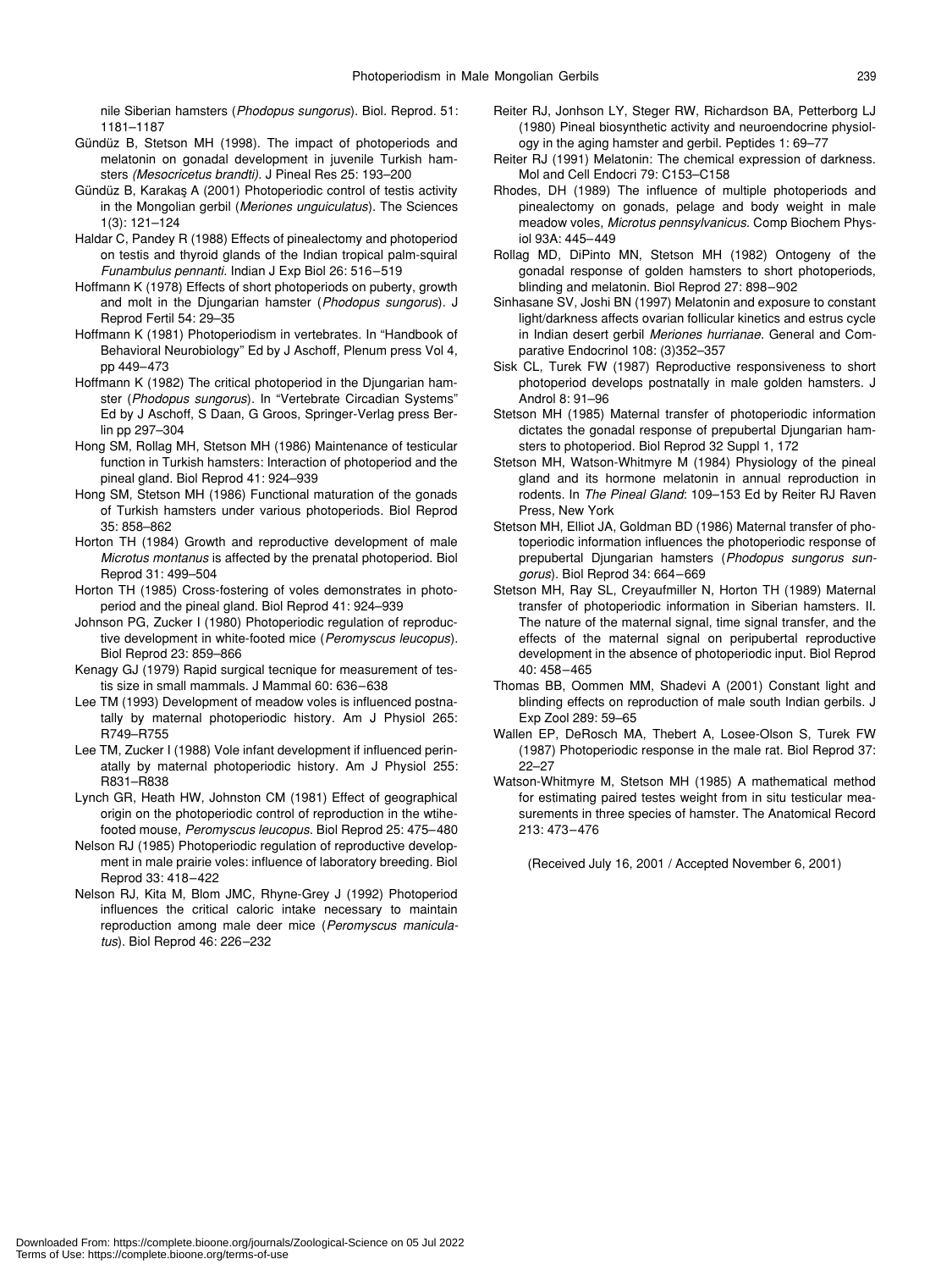nile Siberian hamsters (*Phodopus sungorus*). Biol. Reprod. 51: 1181–1187

Gündüz B, Stetson MH (1998). The impact of photoperiods and melatonin on gonadal development in juvenile Turkish hamsters *(Mesocricetus brandti)*. J Pineal Res 25: 193–200

Gündüz B, Karakaş A (2001) Photoperiodic control of testis activity in the Mongolian gerbil (*Meriones unguiculatus*). The Sciences 1(3): 121–124

Haldar C, Pandey R (1988) Effects of pinealectomy and photoperiod on testis and thyroid glands of the Indian tropical palm-squiral *Funambulus pennanti*. Indian J Exp Biol 26: 516–519

Hoffmann K (1978) Effects of short photoperiods on puberty, growth and molt in the Djungarian hamster (*Phodopus sungorus*). J Reprod Fertil 54: 29–35

Hoffmann K (1981) Photoperiodism in vertebrates. In "Handbook of Behavioral Neurobiology" Ed by J Aschoff, Plenum press Vol 4, pp 449–473

Hoffmann K (1982) The critical photoperiod in the Djungarian hamster (*Phodopus sungorus*). In "Vertebrate Circadian Systems" Ed by J Aschoff, S Daan, G Groos, Springer-Verlag press Berlin pp 297–304

Hong SM, Rollag MH, Stetson MH (1986) Maintenance of testicular function in Turkish hamsters: Interaction of photoperiod and the pineal gland. Biol Reprod 41: 924–939

Hong SM, Stetson MH (1986) Functional maturation of the gonads of Turkish hamsters under various photoperiods. Biol Reprod 35: 858–862

Horton TH (1984) Growth and reproductive development of male *Microtus montanus* is affected by the prenatal photoperiod. Biol Reprod 31: 499–504

Horton TH (1985) Cross-fostering of voles demonstrates in photoperiod and the pineal gland. Biol Reprod 41: 924–939

Johnson PG, Zucker I (1980) Photoperiodic regulation of reproductive development in white-footed mice (*Peromyscus leucopus*). Biol Reprod 23: 859–866

Kenagy GJ (1979) Rapid surgical tecnique for measurement of testis size in small mammals. J Mammal 60: 636–638

Lee TM (1993) Development of meadow voles is influenced postnatally by maternal photoperiodic history. Am J Physiol 265: R749–R755

Lee TM, Zucker I (1988) Vole infant development if influenced perinatally by maternal photoperiodic history. Am J Physiol 255: R831–R838

Lynch GR, Heath HW, Johnston CM (1981) Effect of geographical origin on the photoperiodic control of reproduction in the wtihe-footed mouse, *Peromyscus leucopus*. Biol Reprod 25: 475–480

Nelson RJ (1985) Photoperiodic regulation of reproductive development in male prairie voles: influence of laboratory breeding. Biol Reprod 33: 418–422

Nelson RJ, Kita M, Blom JMC, Rhyne-Grey J (1992) Photoperiod influences the critical caloric intake necessary to maintain reproduction among male deer mice (*Peromyscus maniculatus*). Biol Reprod 46: 226–232

Reiter RJ, Jonhson LY, Steger RW, Richardson BA, Petterborg LJ (1980) Pineal biosynthetic activity and neuroendocrine physiology in the aging hamster and gerbil. Peptides 1: 69–77

Reiter RJ (1991) Melatonin: The chemical expression of darkness. Mol and Cell Endocri 79: C153–C158

Rhodes, DH (1989) The influence of multiple photoperiods and pinealectomy on gonads, pelage and body weight in male meadow voles, *Microtus pennsylvanicus*. Comp Biochem Physiol 93A: 445–449

Rollag MD, DiPinto MN, Stetson MH (1982) Ontogeny of the gonadal response of golden hamsters to short photoperiods, blinding and melatonin. Biol Reprod 27: 898–902

Sinhasane SV, Joshi BN (1997) Melatonin and exposure to constant light/darkness affects ovarian follicular kinetics and estrus cycle in Indian desert gerbil *Meriones hurrianae*. General and Comparative Endocrinol 108: (3)352–357

Sisk CL, Turek FW (1987) Reproductive responsiveness to short photoperiod develops postnatally in male golden hamsters. J Androl 8: 91–96

Stetson MH (1985) Maternal transfer of photoperiodic information dictates the gonadal response of prepubertal Djungarian hamsters to photoperiod. Biol Reprod 32 Suppl 1, 172

Stetson MH, Watson-Whitmyre M (1984) Physiology of the pineal gland and its hormone melatonin in annual reproduction in rodents. In *The Pineal Gland*: 109–153 Ed by Reiter RJ Raven Press, New York

Stetson MH, Elliot JA, Goldman BD (1986) Maternal transfer of photoperiodic information influences the photoperiodic response of prepubertal Djungarian hamsters (*Phodopus sungorus sungorus*). Biol Reprod 34: 664–669

Stetson MH, Ray SL, Creyaufmiller N, Horton TH (1989) Maternal transfer of photoperiodic information in Siberian hamsters. II. The nature of the maternal signal, time signal transfer, and the effects of the maternal signal on peripubertal reproductive development in the absence of photoperiodic input. Biol Reprod 40: 458–465

Thomas BB, Oommen MM, Shadevi A (2001) Constant light and blinding effects on reproduction of male south Indian gerbils. J Exp Zool 289: 59–65

Wallen EP, DeRosch MA, Thebert A, Losee-Olson S, Turek FW (1987) Photoperiodic response in the male rat. Biol Reprod 37: 22–27

Watson-Whitmyre M, Stetson MH (1985) A mathematical method for estimating paired testes weight from in situ testicular measurements in three species of hamster. The Anatomical Record 213: 473–476

(Received July 16, 2001 / Accepted November 6, 2001)